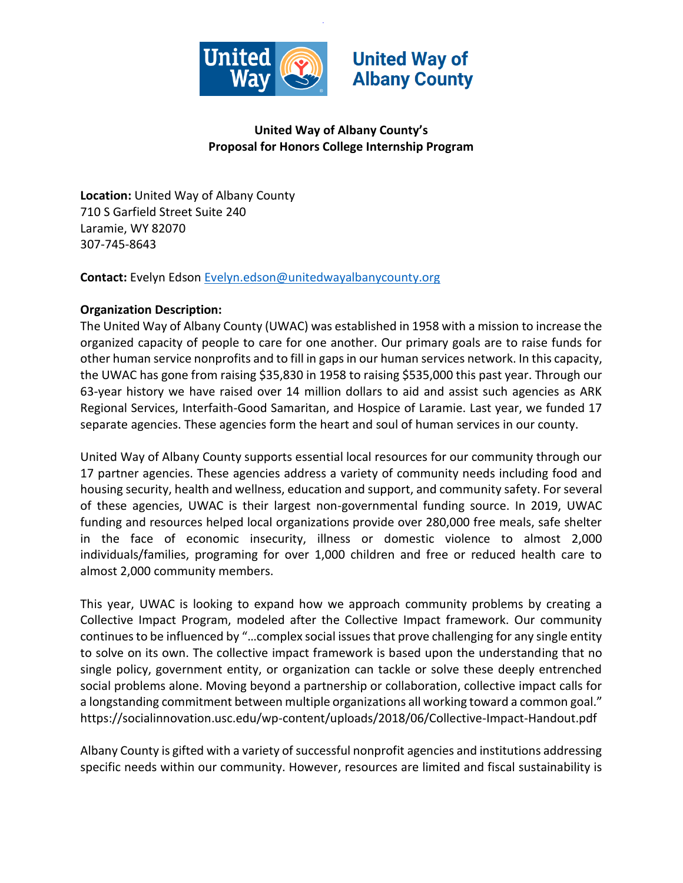United Way of Albany County

**United Way of Albany County's**
**Proposal for Honors College Internship Program**

**Location:** United Way of Albany County
710 S Garfield Street Suite 240
Laramie, WY 82070
307-745-8643

**Contact:** Evelyn Edson Evelyn.edson@unitedwayalbanycounty.org

**Organization Description:**

The United Way of Albany County (UWAC) was established in 1958 with a mission to increase the organized capacity of people to care for one another. Our primary goals are to raise funds for other human service nonprofits and to fill in gaps in our human services network. In this capacity, the UWAC has gone from raising $35,830 in 1958 to raising $535,000 this past year. Through our 63-year history we have raised over 14 million dollars to aid and assist such agencies as ARK Regional Services, Interfaith-Good Samaritan, and Hospice of Laramie. Last year, we funded 17 separate agencies. These agencies form the heart and soul of human services in our county.

United Way of Albany County supports essential local resources for our community through our 17 partner agencies. These agencies address a variety of community needs including food and housing security, health and wellness, education and support, and community safety. For several of these agencies, UWAC is their largest non-governmental funding source. In 2019, UWAC funding and resources helped local organizations provide over 280,000 free meals, safe shelter in the face of economic insecurity, illness or domestic violence to almost 2,000 individuals/families, programing for over 1,000 children and free or reduced health care to almost 2,000 community members.

This year, UWAC is looking to expand how we approach community problems by creating a Collective Impact Program, modeled after the Collective Impact framework. Our community continues to be influenced by "…complex social issues that prove challenging for any single entity to solve on its own. The collective impact framework is based upon the understanding that no single policy, government entity, or organization can tackle or solve these deeply entrenched social problems alone. Moving beyond a partnership or collaboration, collective impact calls for a longstanding commitment between multiple organizations all working toward a common goal." https://socialinnovation.usc.edu/wp-content/uploads/2018/06/Collective-Impact-Handout.pdf

Albany County is gifted with a variety of successful nonprofit agencies and institutions addressing specific needs within our community. However, resources are limited and fiscal sustainability is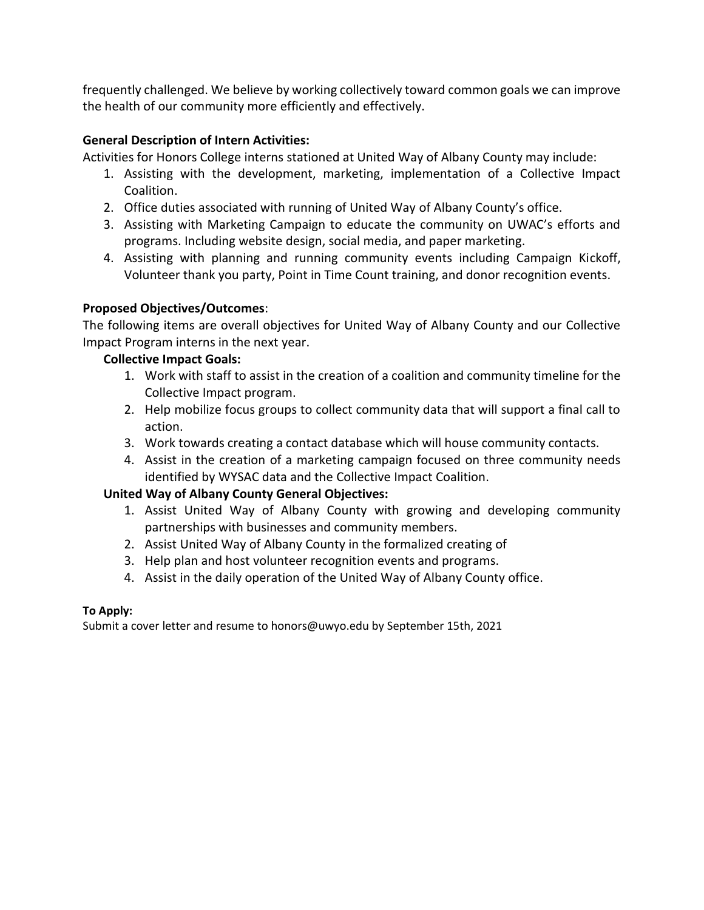frequently challenged. We believe by working collectively toward common goals we can improve the health of our community more efficiently and effectively.

**General Description of Intern Activities:**

Activities for Honors College interns stationed at United Way of Albany County may include:

1. Assisting with the development, marketing, implementation of a Collective Impact Coalition.
2. Office duties associated with running of United Way of Albany County's office.
3. Assisting with Marketing Campaign to educate the community on UWAC's efforts and programs. Including website design, social media, and paper marketing.
4. Assisting with planning and running community events including Campaign Kickoff, Volunteer thank you party, Point in Time Count training, and donor recognition events.

**Proposed Objectives/Outcomes**:

The following items are overall objectives for United Way of Albany County and our Collective Impact Program interns in the next year.

**Collective Impact Goals:**

1. Work with staff to assist in the creation of a coalition and community timeline for the Collective Impact program.
2. Help mobilize focus groups to collect community data that will support a final call to action.
3. Work towards creating a contact database which will house community contacts.
4. Assist in the creation of a marketing campaign focused on three community needs identified by WYSAC data and the Collective Impact Coalition.

**United Way of Albany County General Objectives:**

1. Assist United Way of Albany County with growing and developing community partnerships with businesses and community members.
2. Assist United Way of Albany County in the formalized creating of
3. Help plan and host volunteer recognition events and programs.
4. Assist in the daily operation of the United Way of Albany County office.

**To Apply:**

Submit a cover letter and resume to honors@uwyo.edu by September 15th, 2021